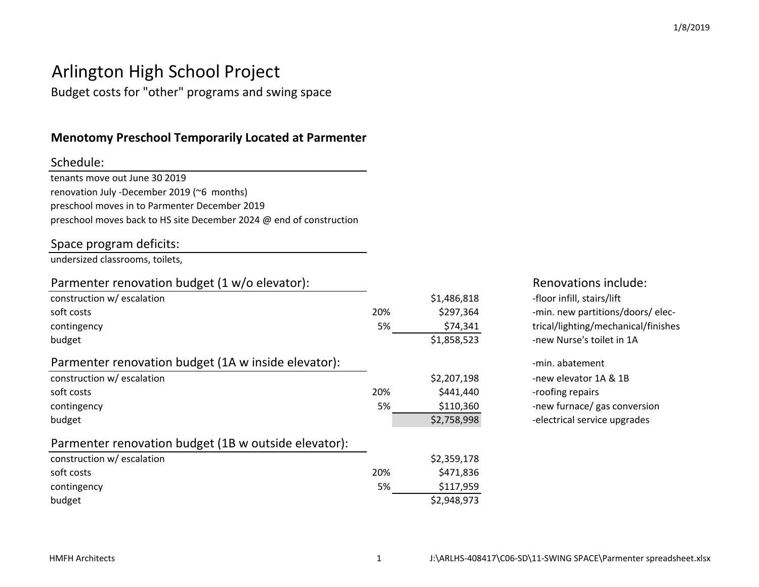1/8/2019

# Arlington High School Project

Budget costs for "other" programs and swing space

## Menotomy Preschool Temporarily Located at Parmenter

### Schedule:

tenants move out June 30 2019
renovation July -December 2019 (~6 months)
preschool moves in to Parmenter December 2019
preschool moves back to HS site December 2024 @ end of construction

### Space program deficits:

undersized classrooms, toilets,

### Parmenter renovation budget (1 w/o elevator):

| | | |
|---|---|---|
| construction w/ escalation | | $1,486,818 |
| soft costs | 20% | $297,364 |
| contingency | 5% | $74,341 |
| budget | | $1,858,523 |

### Parmenter renovation budget (1A w inside elevator):

| | | |
|---|---|---|
| construction w/ escalation | | $2,207,198 |
| soft costs | 20% | $441,440 |
| contingency | 5% | $110,360 |
| budget | | $2,758,998 |

### Parmenter renovation budget (1B w outside elevator):

| | | |
|---|---|---|
| construction w/ escalation | | $2,359,178 |
| soft costs | 20% | $471,836 |
| contingency | 5% | $117,959 |
| budget | | $2,948,973 |

### Renovations include:

-floor infill, stairs/lift
-min. new partitions/doors/ electrical/lighting/mechanical/finishes
-new Nurse's toilet in 1A

-min. abatement
-new elevator 1A & 1B
-roofing repairs
-new furnace/ gas conversion
-electrical service upgrades

HMFH Architects

J:\ARLHS-408417\C06-SD\11-SWING SPACE\Parmenter spreadsheet.xlsx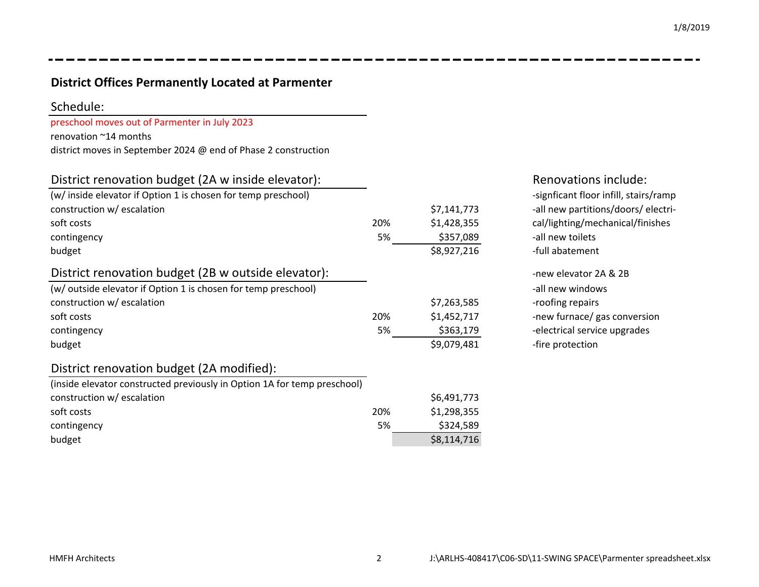## District Offices Permanently Located at Parmenter

### Schedule:

preschool moves out of Parmenter in July 2023
renovation ~14 months
district moves in September 2024 @ end of Phase 2 construction

### District renovation budget (2A w inside elevator):

(w/ inside elevator if Option 1 is chosen for temp preschool)

| | | |
|---|---|---|
| construction w/ escalation | | $7,141,773 |
| soft costs | 20% | $1,428,355 |
| contingency | 5% | $357,089 |
| budget | | $8,927,216 |

### District renovation budget (2B w outside elevator):

(w/ outside elevator if Option 1 is chosen for temp preschool)

| | | |
|---|---|---|
| construction w/ escalation | | $7,263,585 |
| soft costs | 20% | $1,452,717 |
| contingency | 5% | $363,179 |
| budget | | $9,079,481 |

### District renovation budget (2A modified):

(inside elevator constructed previously in Option 1A for temp preschool)

| | | |
|---|---|---|
| construction w/ escalation | | $6,491,773 |
| soft costs | 20% | $1,298,355 |
| contingency | 5% | $324,589 |
| budget | | $8,114,716 |

### Renovations include:

- -signficant floor infill, stairs/ramp
- -all new partitions/doors/ electrical/lighting/mechanical/finishes
- -all new toilets
- -full abatement

- -new elevator 2A & 2B
- -all new windows
- -roofing repairs
- -new furnace/ gas conversion
- -electrical service upgrades
- -fire protection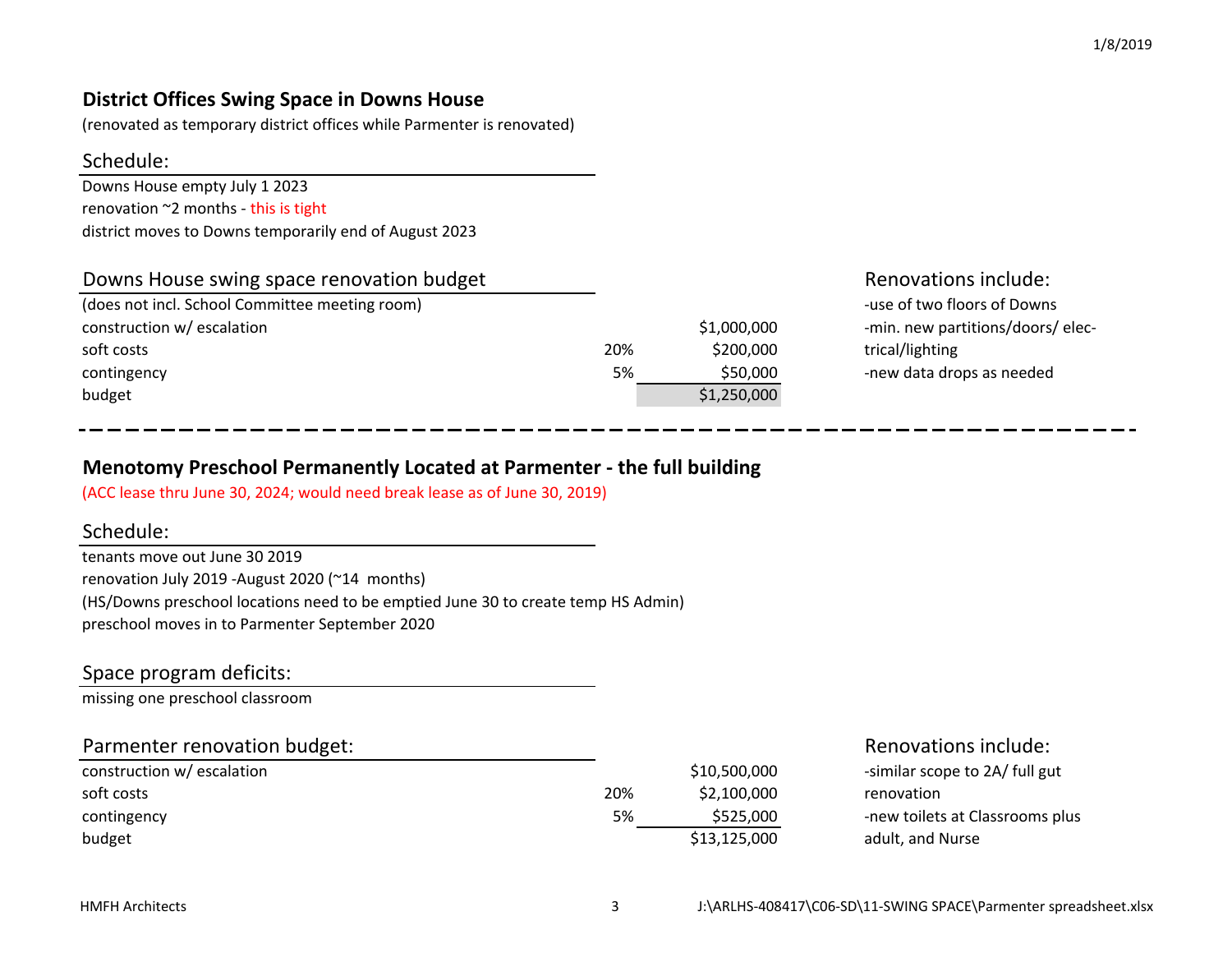1/8/2019

## District Offices Swing Space in Downs House

(renovated as temporary district offices while Parmenter is renovated)

### Schedule:

Downs House empty July 1 2023
renovation ~2 months - this is tight
district moves to Downs temporarily end of August 2023

### Downs House swing space renovation budget

(does not incl. School Committee meeting room)

| | | |
|---|---|---|
| construction w/ escalation | | $1,000,000 |
| soft costs | 20% | $200,000 |
| contingency | 5% | $50,000 |
| budget | | $1,250,000 |

### Renovations include:

-use of two floors of Downs
-min. new partitions/ doors/ electrical/lighting
-new data drops as needed

---

## Menotomy Preschool Permanently Located at Parmenter - the full building

(ACC lease thru June 30, 2024; would need break lease as of June 30, 2019)

### Schedule:

tenants move out June 30 2019
renovation July 2019 -August 2020 (~14 months)
(HS/Downs preschool locations need to be emptied June 30 to create temp HS Admin)
preschool moves in to Parmenter September 2020

### Space program deficits:

missing one preschool classroom

### Parmenter renovation budget:

| | | |
|---|---|---|
| construction w/ escalation | | $10,500,000 |
| soft costs | 20% | $2,100,000 |
| contingency | 5% | $525,000 |
| budget | | $13,125,000 |

### Renovations include:

-similar scope to 2A/ full gut renovation
-new toilets at Classrooms plus adult, and Nurse

HMFH Architects

J:\ARLHS-408417\C06-SD\11-SWING SPACE\Parmenter spreadsheet.xlsx